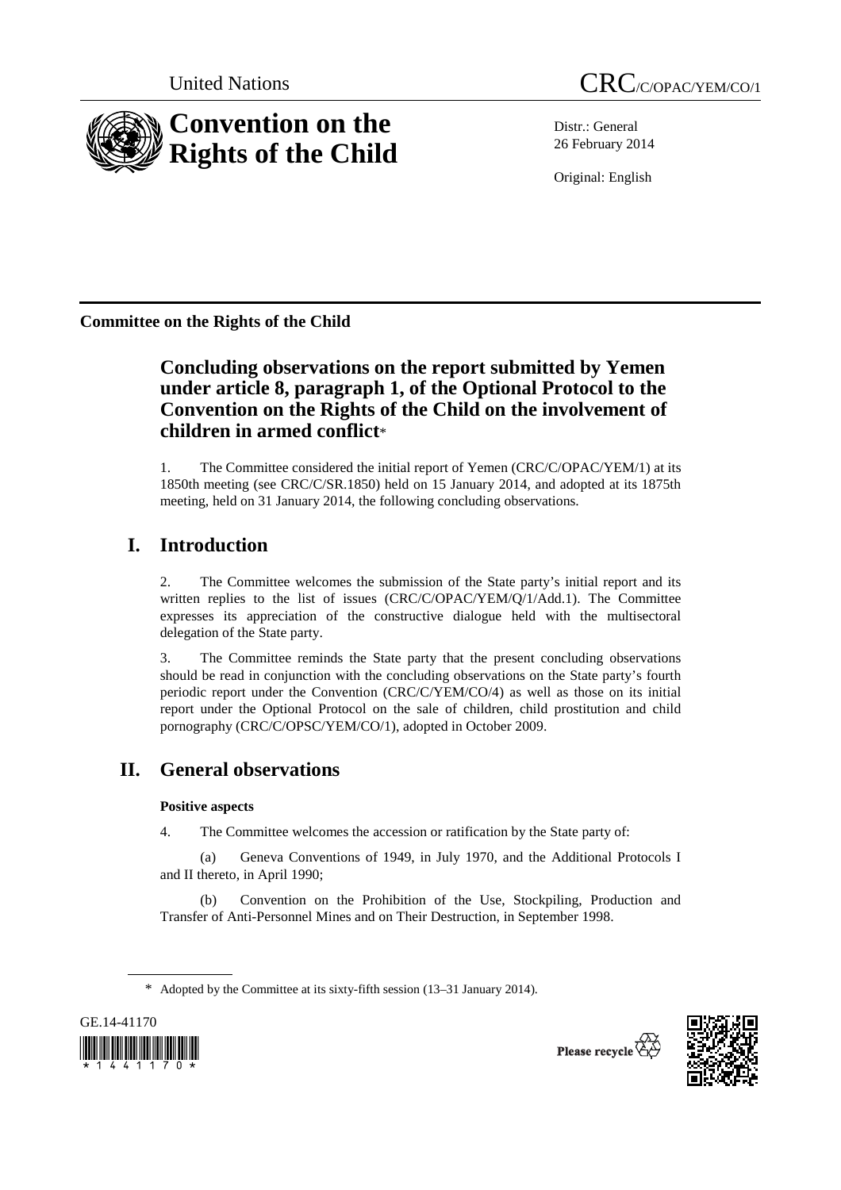United Nations

CRC/C/OPAC/YEM/CO/1

# Convention on the Rights of the Child

Distr.: General
26 February 2014

Original: English

**Committee on the Rights of the Child**

## Concluding observations on the report submitted by Yemen under article 8, paragraph 1, of the Optional Protocol to the Convention on the Rights of the Child on the involvement of children in armed conflict*

1. The Committee considered the initial report of Yemen (CRC/C/OPAC/YEM/1) at its 1850th meeting (see CRC/C/SR.1850) held on 15 January 2014, and adopted at its 1875th meeting, held on 31 January 2014, the following concluding observations.

## I. Introduction

2. The Committee welcomes the submission of the State party's initial report and its written replies to the list of issues (CRC/C/OPAC/YEM/Q/1/Add.1). The Committee expresses its appreciation of the constructive dialogue held with the multisectoral delegation of the State party.

3. The Committee reminds the State party that the present concluding observations should be read in conjunction with the concluding observations on the State party's fourth periodic report under the Convention (CRC/C/YEM/CO/4) as well as those on its initial report under the Optional Protocol on the sale of children, child prostitution and child pornography (CRC/C/OPSC/YEM/CO/1), adopted in October 2009.

## II. General observations

### Positive aspects

4. The Committee welcomes the accession or ratification by the State party of:

(a) Geneva Conventions of 1949, in July 1970, and the Additional Protocols I and II thereto, in April 1990;

(b) Convention on the Prohibition of the Use, Stockpiling, Production and Transfer of Anti-Personnel Mines and on Their Destruction, in September 1998.

\* Adopted by the Committee at its sixty-fifth session (13–31 January 2014).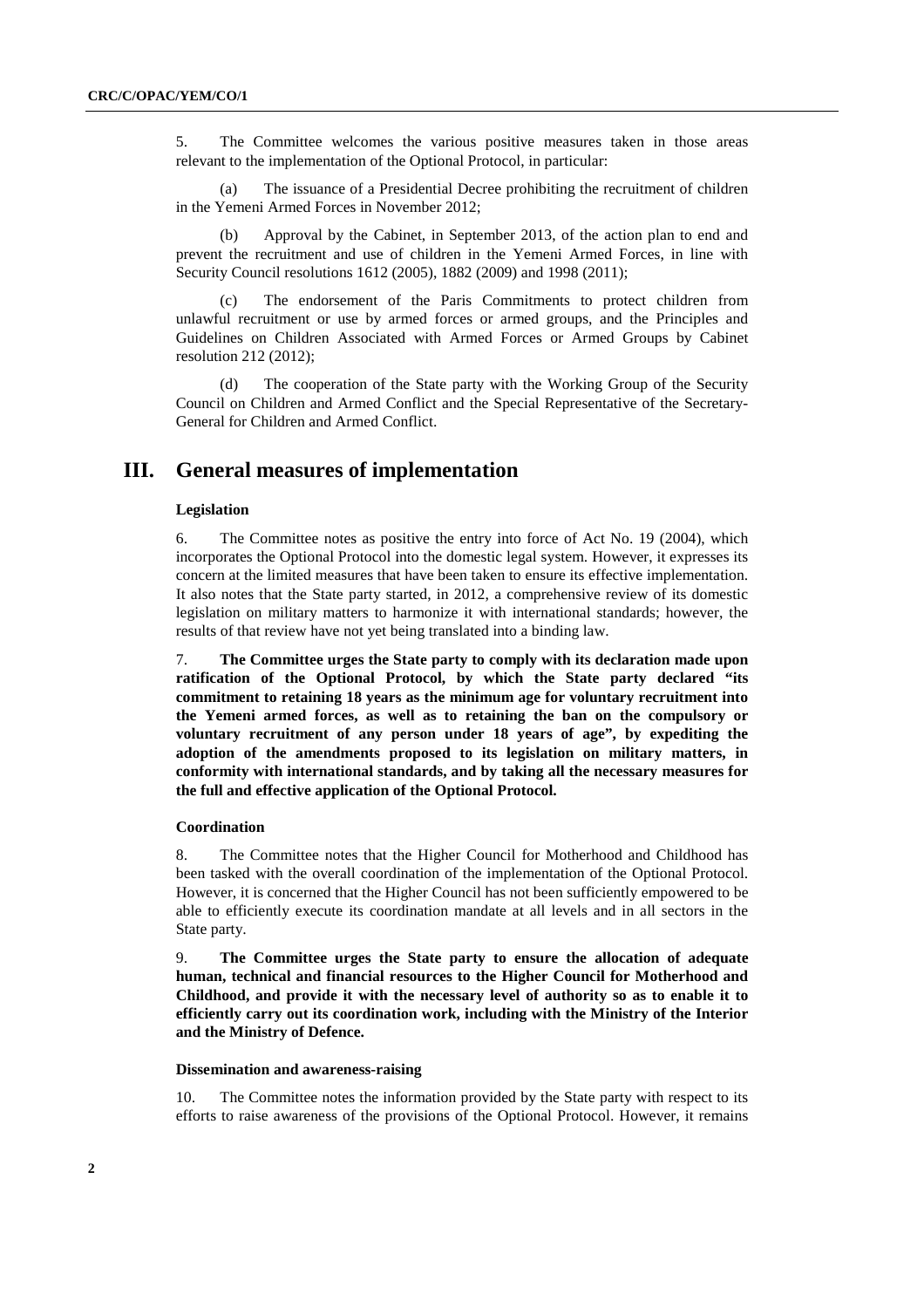5. The Committee welcomes the various positive measures taken in those areas relevant to the implementation of the Optional Protocol, in particular:

(a) The issuance of a Presidential Decree prohibiting the recruitment of children in the Yemeni Armed Forces in November 2012;

(b) Approval by the Cabinet, in September 2013, of the action plan to end and prevent the recruitment and use of children in the Yemeni Armed Forces, in line with Security Council resolutions 1612 (2005), 1882 (2009) and 1998 (2011);

(c) The endorsement of the Paris Commitments to protect children from unlawful recruitment or use by armed forces or armed groups, and the Principles and Guidelines on Children Associated with Armed Forces or Armed Groups by Cabinet resolution 212 (2012);

(d) The cooperation of the State party with the Working Group of the Security Council on Children and Armed Conflict and the Special Representative of the Secretary-General for Children and Armed Conflict.

## III. General measures of implementation

### Legislation

6. The Committee notes as positive the entry into force of Act No. 19 (2004), which incorporates the Optional Protocol into the domestic legal system. However, it expresses its concern at the limited measures that have been taken to ensure its effective implementation. It also notes that the State party started, in 2012, a comprehensive review of its domestic legislation on military matters to harmonize it with international standards; however, the results of that review have not yet being translated into a binding law.

7. **The Committee urges the State party to comply with its declaration made upon ratification of the Optional Protocol, by which the State party declared "its commitment to retaining 18 years as the minimum age for voluntary recruitment into the Yemeni armed forces, as well as to retaining the ban on the compulsory or voluntary recruitment of any person under 18 years of age", by expediting the adoption of the amendments proposed to its legislation on military matters, in conformity with international standards, and by taking all the necessary measures for the full and effective application of the Optional Protocol.**

### Coordination

8. The Committee notes that the Higher Council for Motherhood and Childhood has been tasked with the overall coordination of the implementation of the Optional Protocol. However, it is concerned that the Higher Council has not been sufficiently empowered to be able to efficiently execute its coordination mandate at all levels and in all sectors in the State party.

9. **The Committee urges the State party to ensure the allocation of adequate human, technical and financial resources to the Higher Council for Motherhood and Childhood, and provide it with the necessary level of authority so as to enable it to efficiently carry out its coordination work, including with the Ministry of the Interior and the Ministry of Defence.**

### Dissemination and awareness-raising

10. The Committee notes the information provided by the State party with respect to its efforts to raise awareness of the provisions of the Optional Protocol. However, it remains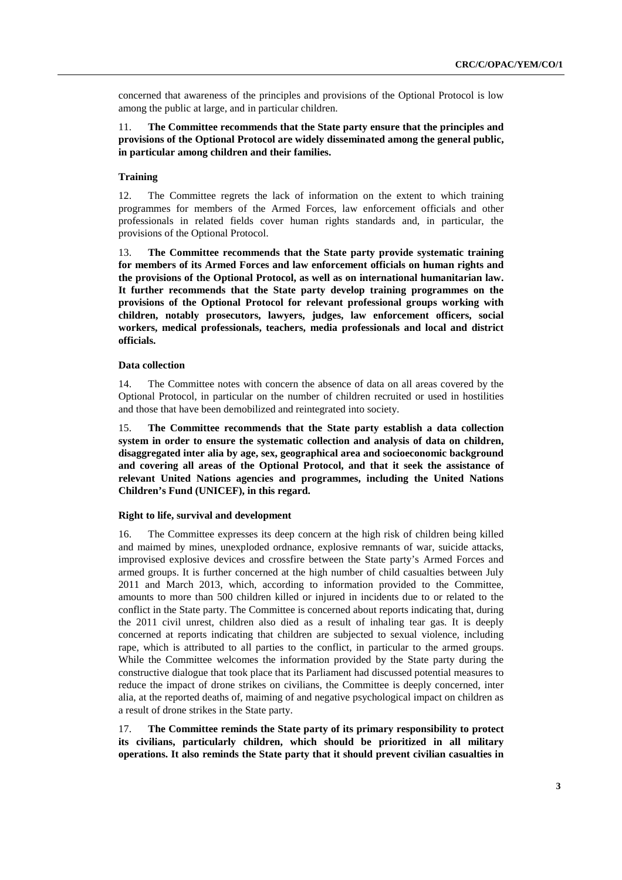concerned that awareness of the principles and provisions of the Optional Protocol is low among the public at large, and in particular children.

11. **The Committee recommends that the State party ensure that the principles and provisions of the Optional Protocol are widely disseminated among the general public, in particular among children and their families.**

### Training

12. The Committee regrets the lack of information on the extent to which training programmes for members of the Armed Forces, law enforcement officials and other professionals in related fields cover human rights standards and, in particular, the provisions of the Optional Protocol.

13. **The Committee recommends that the State party provide systematic training for members of its Armed Forces and law enforcement officials on human rights and the provisions of the Optional Protocol, as well as on international humanitarian law. It further recommends that the State party develop training programmes on the provisions of the Optional Protocol for relevant professional groups working with children, notably prosecutors, lawyers, judges, law enforcement officers, social workers, medical professionals, teachers, media professionals and local and district officials.**

### Data collection

14. The Committee notes with concern the absence of data on all areas covered by the Optional Protocol, in particular on the number of children recruited or used in hostilities and those that have been demobilized and reintegrated into society.

15. **The Committee recommends that the State party establish a data collection system in order to ensure the systematic collection and analysis of data on children, disaggregated inter alia by age, sex, geographical area and socioeconomic background and covering all areas of the Optional Protocol, and that it seek the assistance of relevant United Nations agencies and programmes, including the United Nations Children's Fund (UNICEF), in this regard.**

### Right to life, survival and development

16. The Committee expresses its deep concern at the high risk of children being killed and maimed by mines, unexploded ordnance, explosive remnants of war, suicide attacks, improvised explosive devices and crossfire between the State party's Armed Forces and armed groups. It is further concerned at the high number of child casualties between July 2011 and March 2013, which, according to information provided to the Committee, amounts to more than 500 children killed or injured in incidents due to or related to the conflict in the State party. The Committee is concerned about reports indicating that, during the 2011 civil unrest, children also died as a result of inhaling tear gas. It is deeply concerned at reports indicating that children are subjected to sexual violence, including rape, which is attributed to all parties to the conflict, in particular to the armed groups. While the Committee welcomes the information provided by the State party during the constructive dialogue that took place that its Parliament had discussed potential measures to reduce the impact of drone strikes on civilians, the Committee is deeply concerned, inter alia, at the reported deaths of, maiming of and negative psychological impact on children as a result of drone strikes in the State party.

17. **The Committee reminds the State party of its primary responsibility to protect its civilians, particularly children, which should be prioritized in all military operations. It also reminds the State party that it should prevent civilian casualties in**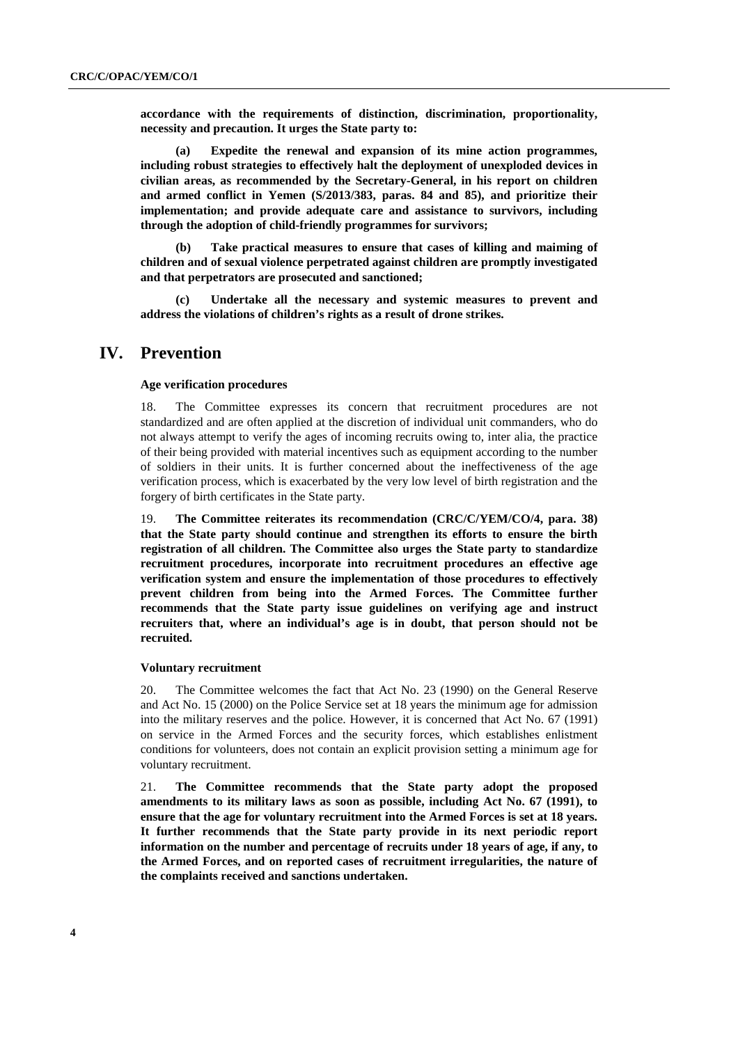**accordance with the requirements of distinction, discrimination, proportionality, necessity and precaution. It urges the State party to:**

**(a) Expedite the renewal and expansion of its mine action programmes, including robust strategies to effectively halt the deployment of unexploded devices in civilian areas, as recommended by the Secretary-General, in his report on children and armed conflict in Yemen (S/2013/383, paras. 84 and 85), and prioritize their implementation; and provide adequate care and assistance to survivors, including through the adoption of child-friendly programmes for survivors;**

**(b) Take practical measures to ensure that cases of killing and maiming of children and of sexual violence perpetrated against children are promptly investigated and that perpetrators are prosecuted and sanctioned;**

**(c) Undertake all the necessary and systemic measures to prevent and address the violations of children's rights as a result of drone strikes.**

# IV. Prevention

### Age verification procedures

18. The Committee expresses its concern that recruitment procedures are not standardized and are often applied at the discretion of individual unit commanders, who do not always attempt to verify the ages of incoming recruits owing to, inter alia, the practice of their being provided with material incentives such as equipment according to the number of soldiers in their units. It is further concerned about the ineffectiveness of the age verification process, which is exacerbated by the very low level of birth registration and the forgery of birth certificates in the State party.

19. **The Committee reiterates its recommendation (CRC/C/YEM/CO/4, para. 38) that the State party should continue and strengthen its efforts to ensure the birth registration of all children. The Committee also urges the State party to standardize recruitment procedures, incorporate into recruitment procedures an effective age verification system and ensure the implementation of those procedures to effectively prevent children from being into the Armed Forces. The Committee further recommends that the State party issue guidelines on verifying age and instruct recruiters that, where an individual's age is in doubt, that person should not be recruited.**

### Voluntary recruitment

20. The Committee welcomes the fact that Act No. 23 (1990) on the General Reserve and Act No. 15 (2000) on the Police Service set at 18 years the minimum age for admission into the military reserves and the police. However, it is concerned that Act No. 67 (1991) on service in the Armed Forces and the security forces, which establishes enlistment conditions for volunteers, does not contain an explicit provision setting a minimum age for voluntary recruitment.

21. **The Committee recommends that the State party adopt the proposed amendments to its military laws as soon as possible, including Act No. 67 (1991), to ensure that the age for voluntary recruitment into the Armed Forces is set at 18 years. It further recommends that the State party provide in its next periodic report information on the number and percentage of recruits under 18 years of age, if any, to the Armed Forces, and on reported cases of recruitment irregularities, the nature of the complaints received and sanctions undertaken.**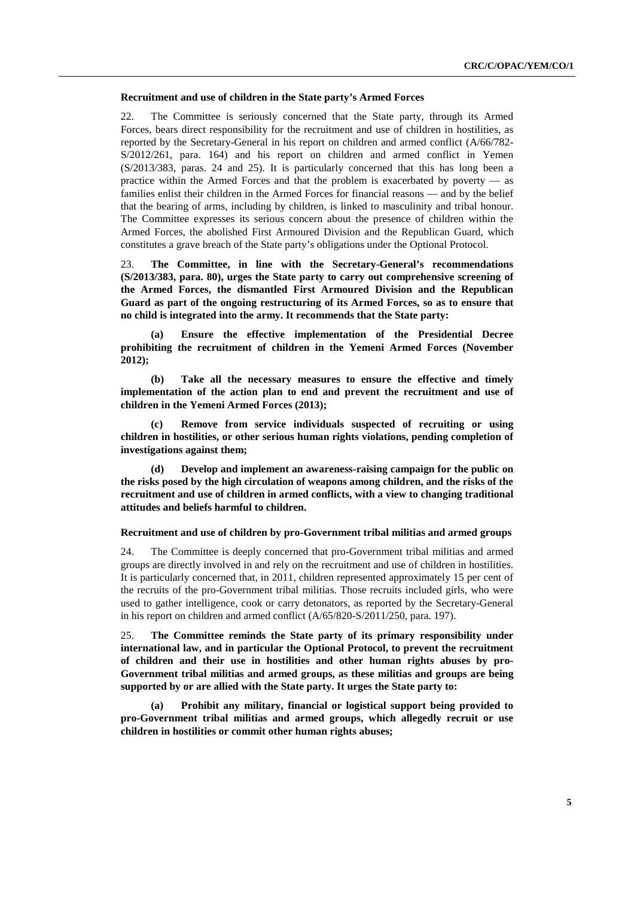**Recruitment and use of children in the State party's Armed Forces**

22. The Committee is seriously concerned that the State party, through its Armed Forces, bears direct responsibility for the recruitment and use of children in hostilities, as reported by the Secretary-General in his report on children and armed conflict (A/66/782-S/2012/261, para. 164) and his report on children and armed conflict in Yemen (S/2013/383, paras. 24 and 25). It is particularly concerned that this has long been a practice within the Armed Forces and that the problem is exacerbated by poverty — as families enlist their children in the Armed Forces for financial reasons — and by the belief that the bearing of arms, including by children, is linked to masculinity and tribal honour. The Committee expresses its serious concern about the presence of children within the Armed Forces, the abolished First Armoured Division and the Republican Guard, which constitutes a grave breach of the State party's obligations under the Optional Protocol.

23. **The Committee, in line with the Secretary-General's recommendations (S/2013/383, para. 80), urges the State party to carry out comprehensive screening of the Armed Forces, the dismantled First Armoured Division and the Republican Guard as part of the ongoing restructuring of its Armed Forces, so as to ensure that no child is integrated into the army. It recommends that the State party:**

**(a) Ensure the effective implementation of the Presidential Decree prohibiting the recruitment of children in the Yemeni Armed Forces (November 2012);**

**(b) Take all the necessary measures to ensure the effective and timely implementation of the action plan to end and prevent the recruitment and use of children in the Yemeni Armed Forces (2013);**

**(c) Remove from service individuals suspected of recruiting or using children in hostilities, or other serious human rights violations, pending completion of investigations against them;**

**(d) Develop and implement an awareness-raising campaign for the public on the risks posed by the high circulation of weapons among children, and the risks of the recruitment and use of children in armed conflicts, with a view to changing traditional attitudes and beliefs harmful to children.**

**Recruitment and use of children by pro-Government tribal militias and armed groups**

24. The Committee is deeply concerned that pro-Government tribal militias and armed groups are directly involved in and rely on the recruitment and use of children in hostilities. It is particularly concerned that, in 2011, children represented approximately 15 per cent of the recruits of the pro-Government tribal militias. Those recruits included girls, who were used to gather intelligence, cook or carry detonators, as reported by the Secretary-General in his report on children and armed conflict (A/65/820-S/2011/250, para. 197).

25. **The Committee reminds the State party of its primary responsibility under international law, and in particular the Optional Protocol, to prevent the recruitment of children and their use in hostilities and other human rights abuses by pro-Government tribal militias and armed groups, as these militias and groups are being supported by or are allied with the State party. It urges the State party to:**

**(a) Prohibit any military, financial or logistical support being provided to pro-Government tribal militias and armed groups, which allegedly recruit or use children in hostilities or commit other human rights abuses;**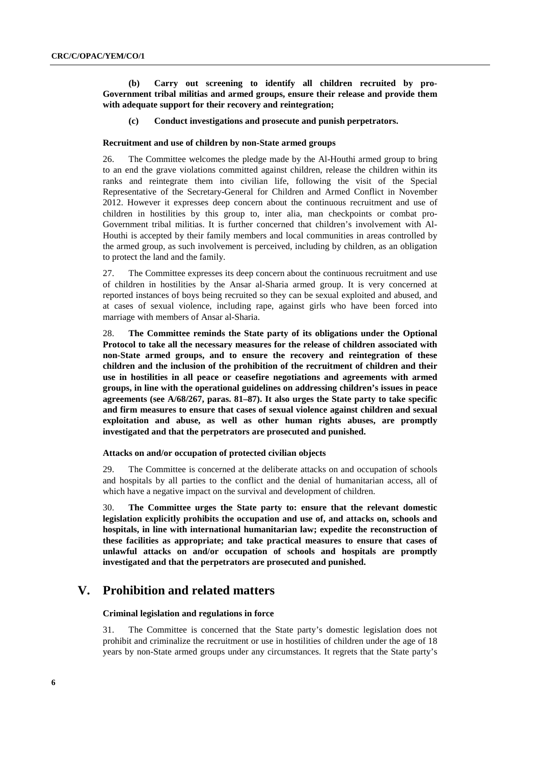**(b) Carry out screening to identify all children recruited by pro-Government tribal militias and armed groups, ensure their release and provide them with adequate support for their recovery and reintegration;**

**(c) Conduct investigations and prosecute and punish perpetrators.**

### Recruitment and use of children by non-State armed groups

26. The Committee welcomes the pledge made by the Al-Houthi armed group to bring to an end the grave violations committed against children, release the children within its ranks and reintegrate them into civilian life, following the visit of the Special Representative of the Secretary-General for Children and Armed Conflict in November 2012. However it expresses deep concern about the continuous recruitment and use of children in hostilities by this group to, inter alia, man checkpoints or combat pro-Government tribal militias. It is further concerned that children's involvement with Al-Houthi is accepted by their family members and local communities in areas controlled by the armed group, as such involvement is perceived, including by children, as an obligation to protect the land and the family.

27. The Committee expresses its deep concern about the continuous recruitment and use of children in hostilities by the Ansar al-Sharia armed group. It is very concerned at reported instances of boys being recruited so they can be sexual exploited and abused, and at cases of sexual violence, including rape, against girls who have been forced into marriage with members of Ansar al-Sharia.

28. **The Committee reminds the State party of its obligations under the Optional Protocol to take all the necessary measures for the release of children associated with non-State armed groups, and to ensure the recovery and reintegration of these children and the inclusion of the prohibition of the recruitment of children and their use in hostilities in all peace or ceasefire negotiations and agreements with armed groups, in line with the operational guidelines on addressing children's issues in peace agreements (see A/68/267, paras. 81–87). It also urges the State party to take specific and firm measures to ensure that cases of sexual violence against children and sexual exploitation and abuse, as well as other human rights abuses, are promptly investigated and that the perpetrators are prosecuted and punished.**

### Attacks on and/or occupation of protected civilian objects

29. The Committee is concerned at the deliberate attacks on and occupation of schools and hospitals by all parties to the conflict and the denial of humanitarian access, all of which have a negative impact on the survival and development of children.

30. **The Committee urges the State party to: ensure that the relevant domestic legislation explicitly prohibits the occupation and use of, and attacks on, schools and hospitals, in line with international humanitarian law; expedite the reconstruction of these facilities as appropriate; and take practical measures to ensure that cases of unlawful attacks on and/or occupation of schools and hospitals are promptly investigated and that the perpetrators are prosecuted and punished.**

## V. Prohibition and related matters

### Criminal legislation and regulations in force

31. The Committee is concerned that the State party's domestic legislation does not prohibit and criminalize the recruitment or use in hostilities of children under the age of 18 years by non-State armed groups under any circumstances. It regrets that the State party's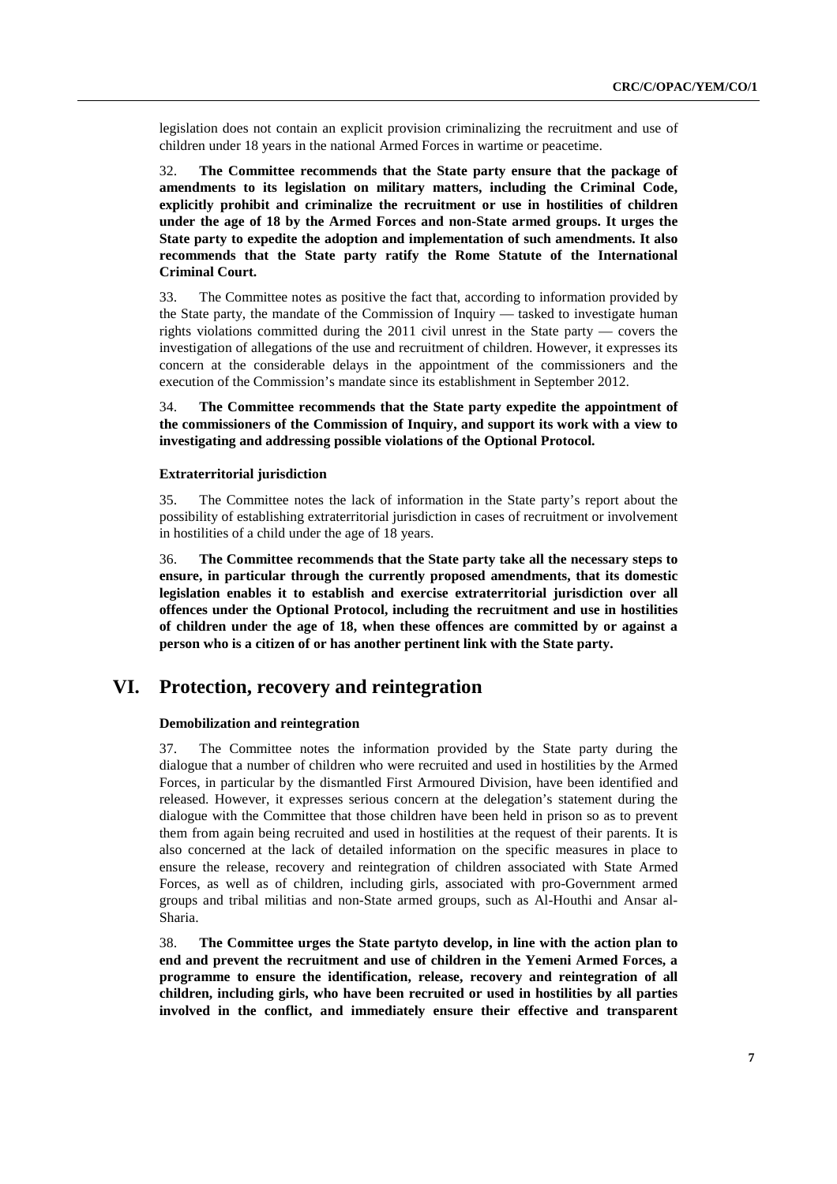legislation does not contain an explicit provision criminalizing the recruitment and use of children under 18 years in the national Armed Forces in wartime or peacetime.

32. **The Committee recommends that the State party ensure that the package of amendments to its legislation on military matters, including the Criminal Code, explicitly prohibit and criminalize the recruitment or use in hostilities of children under the age of 18 by the Armed Forces and non-State armed groups. It urges the State party to expedite the adoption and implementation of such amendments. It also recommends that the State party ratify the Rome Statute of the International Criminal Court.**

33. The Committee notes as positive the fact that, according to information provided by the State party, the mandate of the Commission of Inquiry — tasked to investigate human rights violations committed during the 2011 civil unrest in the State party — covers the investigation of allegations of the use and recruitment of children. However, it expresses its concern at the considerable delays in the appointment of the commissioners and the execution of the Commission's mandate since its establishment in September 2012.

34. **The Committee recommends that the State party expedite the appointment of the commissioners of the Commission of Inquiry, and support its work with a view to investigating and addressing possible violations of the Optional Protocol.**

#### Extraterritorial jurisdiction

35. The Committee notes the lack of information in the State party's report about the possibility of establishing extraterritorial jurisdiction in cases of recruitment or involvement in hostilities of a child under the age of 18 years.

36. **The Committee recommends that the State party take all the necessary steps to ensure, in particular through the currently proposed amendments, that its domestic legislation enables it to establish and exercise extraterritorial jurisdiction over all offences under the Optional Protocol, including the recruitment and use in hostilities of children under the age of 18, when these offences are committed by or against a person who is a citizen of or has another pertinent link with the State party.**

## VI. Protection, recovery and reintegration

#### Demobilization and reintegration

37. The Committee notes the information provided by the State party during the dialogue that a number of children who were recruited and used in hostilities by the Armed Forces, in particular by the dismantled First Armoured Division, have been identified and released. However, it expresses serious concern at the delegation's statement during the dialogue with the Committee that those children have been held in prison so as to prevent them from again being recruited and used in hostilities at the request of their parents. It is also concerned at the lack of detailed information on the specific measures in place to ensure the release, recovery and reintegration of children associated with State Armed Forces, as well as of children, including girls, associated with pro-Government armed groups and tribal militias and non-State armed groups, such as Al-Houthi and Ansar al-Sharia.

38. **The Committee urges the State partyto develop, in line with the action plan to end and prevent the recruitment and use of children in the Yemeni Armed Forces, a programme to ensure the identification, release, recovery and reintegration of all children, including girls, who have been recruited or used in hostilities by all parties involved in the conflict, and immediately ensure their effective and transparent**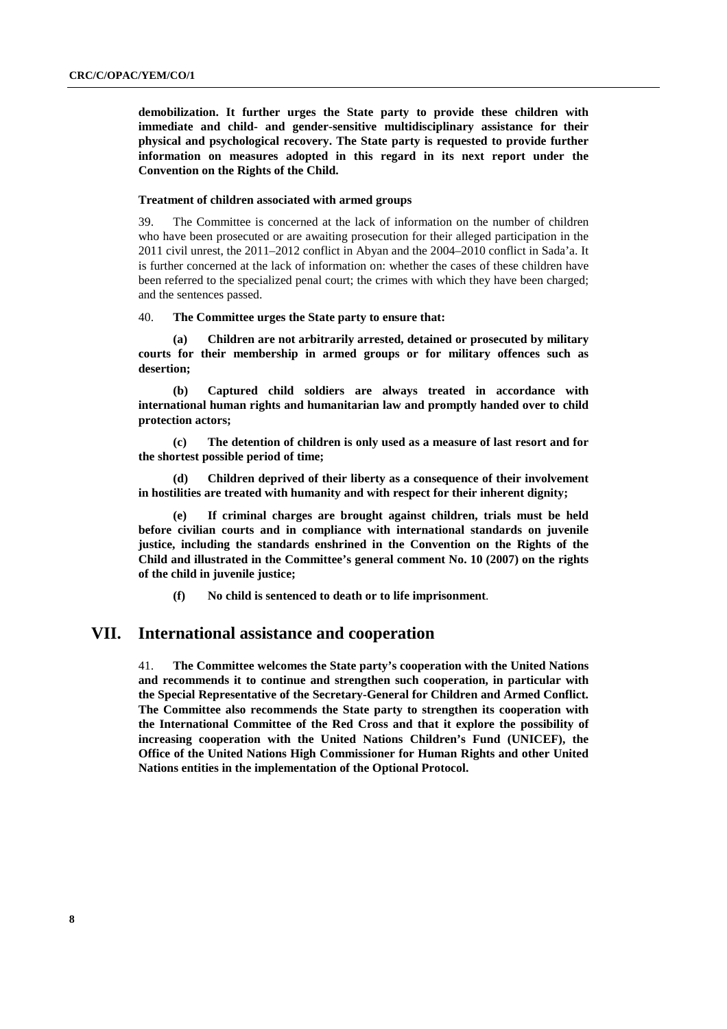**demobilization. It further urges the State party to provide these children with immediate and child- and gender-sensitive multidisciplinary assistance for their physical and psychological recovery. The State party is requested to provide further information on measures adopted in this regard in its next report under the Convention on the Rights of the Child.**

#### Treatment of children associated with armed groups

39. The Committee is concerned at the lack of information on the number of children who have been prosecuted or are awaiting prosecution for their alleged participation in the 2011 civil unrest, the 2011–2012 conflict in Abyan and the 2004–2010 conflict in Sada'a. It is further concerned at the lack of information on: whether the cases of these children have been referred to the specialized penal court; the crimes with which they have been charged; and the sentences passed.

40. **The Committee urges the State party to ensure that:**

**(a) Children are not arbitrarily arrested, detained or prosecuted by military courts for their membership in armed groups or for military offences such as desertion;**

**(b) Captured child soldiers are always treated in accordance with international human rights and humanitarian law and promptly handed over to child protection actors;**

**(c) The detention of children is only used as a measure of last resort and for the shortest possible period of time;**

**(d) Children deprived of their liberty as a consequence of their involvement in hostilities are treated with humanity and with respect for their inherent dignity;**

**(e) If criminal charges are brought against children, trials must be held before civilian courts and in compliance with international standards on juvenile justice, including the standards enshrined in the Convention on the Rights of the Child and illustrated in the Committee's general comment No. 10 (2007) on the rights of the child in juvenile justice;**

**(f) No child is sentenced to death or to life imprisonment**.

## VII. International assistance and cooperation

41. **The Committee welcomes the State party's cooperation with the United Nations and recommends it to continue and strengthen such cooperation, in particular with the Special Representative of the Secretary-General for Children and Armed Conflict. The Committee also recommends the State party to strengthen its cooperation with the International Committee of the Red Cross and that it explore the possibility of increasing cooperation with the United Nations Children's Fund (UNICEF), the Office of the United Nations High Commissioner for Human Rights and other United Nations entities in the implementation of the Optional Protocol.**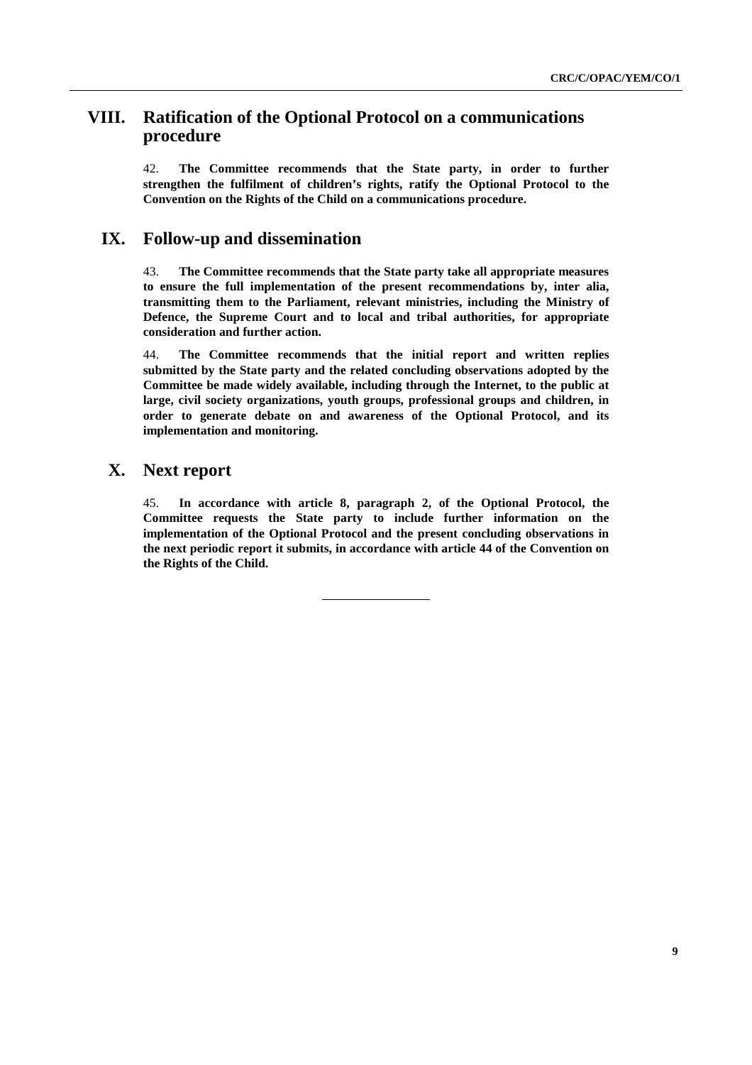## VIII. Ratification of the Optional Protocol on a communications procedure

42. **The Committee recommends that the State party, in order to further strengthen the fulfilment of children's rights, ratify the Optional Protocol to the Convention on the Rights of the Child on a communications procedure.**

## IX. Follow-up and dissemination

43. **The Committee recommends that the State party take all appropriate measures to ensure the full implementation of the present recommendations by, inter alia, transmitting them to the Parliament, relevant ministries, including the Ministry of Defence, the Supreme Court and to local and tribal authorities, for appropriate consideration and further action.**

44. **The Committee recommends that the initial report and written replies submitted by the State party and the related concluding observations adopted by the Committee be made widely available, including through the Internet, to the public at large, civil society organizations, youth groups, professional groups and children, in order to generate debate on and awareness of the Optional Protocol, and its implementation and monitoring.**

## X. Next report

45. **In accordance with article 8, paragraph 2, of the Optional Protocol, the Committee requests the State party to include further information on the implementation of the Optional Protocol and the present concluding observations in the next periodic report it submits, in accordance with article 44 of the Convention on the Rights of the Child.**